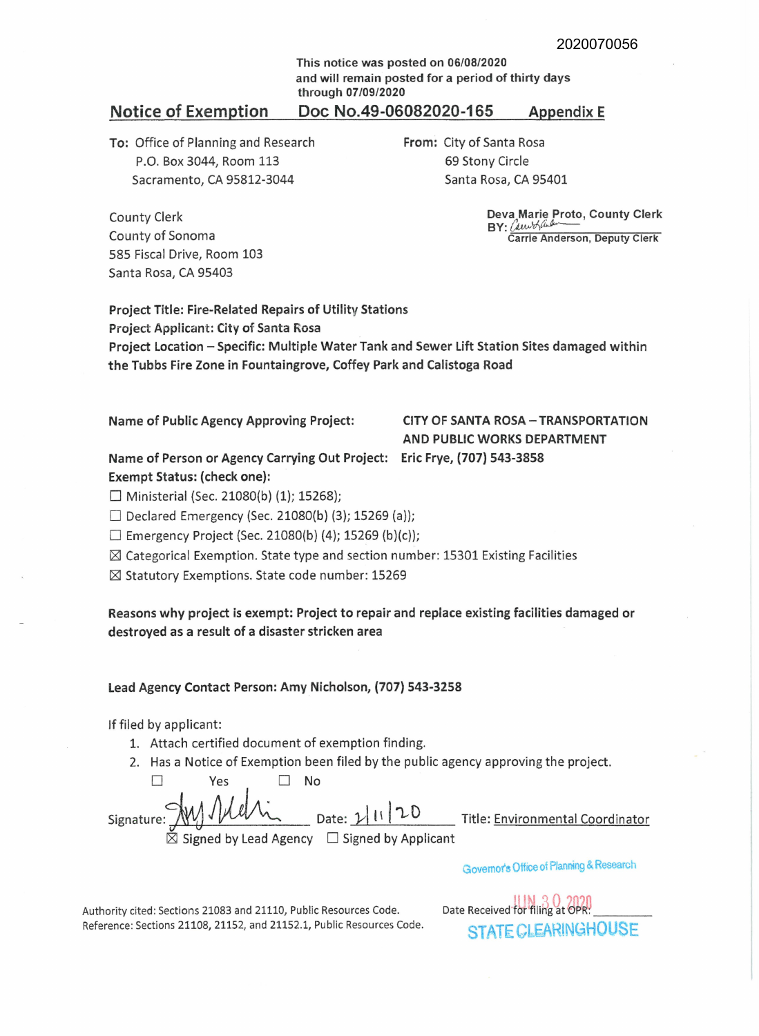2020070056

**This notice was posted on 06/08/2020 and will remain posted for a period of thirty days through 07/09/2020**

## Notice of Exemption Doc No.49-06082020-165 Appendix E

**To:** Office of Planning and Research
P.O. Box 3044, Room 113
Sacramento, CA 95812-3044

**From:** City of Santa Rosa
69 Stony Circle
Santa Rosa, CA 95401

County Clerk
County of Sonoma
585 Fiscal Drive, Room 103
Santa Rosa, CA 95403

**Deva Marie Proto, County Clerk**
**BY:** *[signature]*
**Carrie Anderson, Deputy Clerk**

**Project Title: Fire-Related Repairs of Utility Stations**
**Project Applicant: City of Santa Rosa**
**Project Location – Specific: Multiple Water Tank and Sewer Lift Station Sites damaged within the Tubbs Fire Zone in Fountaingrove, Coffey Park and Calistoga Road**

**Name of Public Agency Approving Project:** **CITY OF SANTA ROSA – TRANSPORTATION AND PUBLIC WORKS DEPARTMENT**
**Name of Person or Agency Carrying Out Project:** **Eric Frye, (707) 543-3858**
**Exempt Status: (check one):**

- ☐ Ministerial (Sec. 21080(b) (1); 15268);
- ☐ Declared Emergency (Sec. 21080(b) (3); 15269 (a));
- ☐ Emergency Project (Sec. 21080(b) (4); 15269 (b)(c));
- ☒ Categorical Exemption. State type and section number: 15301 Existing Facilities
- ☒ Statutory Exemptions. State code number: 15269

**Reasons why project is exempt: Project to repair and replace existing facilities damaged or destroyed as a result of a disaster stricken area**

**Lead Agency Contact Person: Amy Nicholson, (707) 543-3258**

If filed by applicant:

1. Attach certified document of exemption finding.
2. Has a Notice of Exemption been filed by the public agency approving the project.

☐ Yes ☐ No

Signature: *[signature]* Date: 2/11/20 Title: Environmental Coordinator

☒ Signed by Lead Agency ☐ Signed by Applicant

Governor's Office of Planning & Research

Date Received for filing at OPR: JUN 30 2020

STATE CLEARINGHOUSE

Authority cited: Sections 21083 and 21110, Public Resources Code.
Reference: Sections 21108, 21152, and 21152.1, Public Resources Code.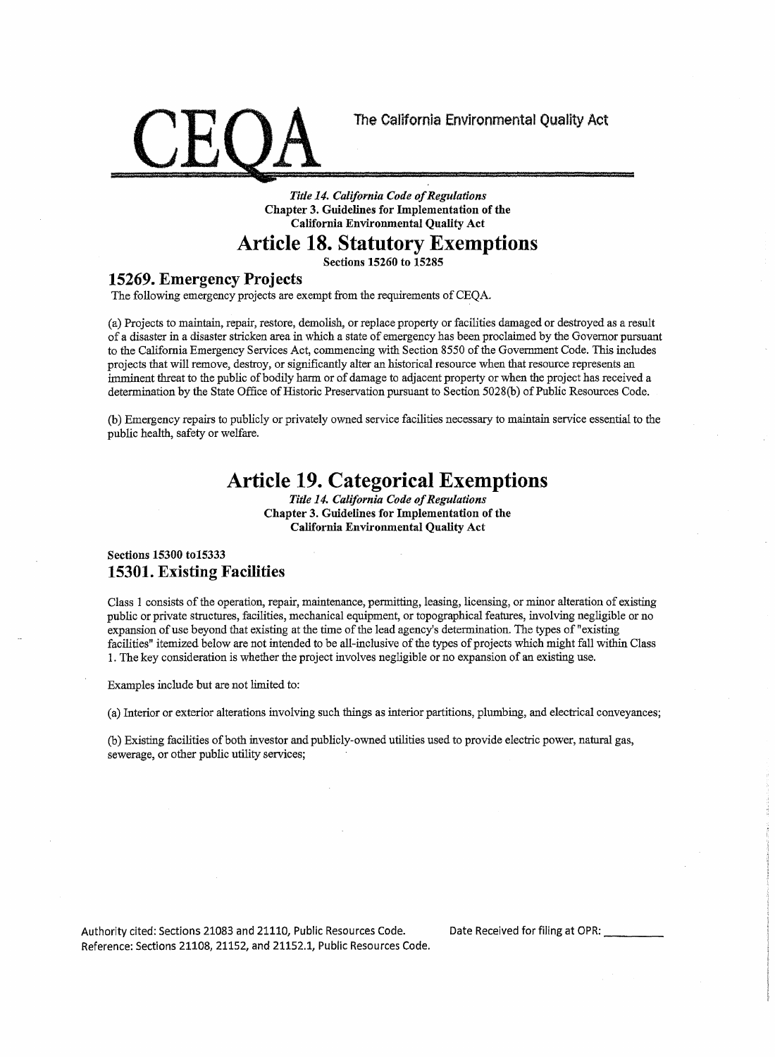# CEQA

The California Environmental Quality Act

*Title 14. California Code of Regulations*
**Chapter 3. Guidelines for Implementation of the California Environmental Quality Act**

# Article 18. Statutory Exemptions

**Sections 15260 to 15285**

## 15269. Emergency Projects

The following emergency projects are exempt from the requirements of CEQA.

(a) Projects to maintain, repair, restore, demolish, or replace property or facilities damaged or destroyed as a result of a disaster in a disaster stricken area in which a state of emergency has been proclaimed by the Governor pursuant to the California Emergency Services Act, commencing with Section 8550 of the Government Code. This includes projects that will remove, destroy, or significantly alter an historical resource when that resource represents an imminent threat to the public of bodily harm or of damage to adjacent property or when the project has received a determination by the State Office of Historic Preservation pursuant to Section 5028(b) of Public Resources Code.

(b) Emergency repairs to publicly or privately owned service facilities necessary to maintain service essential to the public health, safety or welfare.

# Article 19. Categorical Exemptions

*Title 14. California Code of Regulations*
**Chapter 3. Guidelines for Implementation of the California Environmental Quality Act**

**Sections 15300 to15333**

## 15301. Existing Facilities

Class 1 consists of the operation, repair, maintenance, permitting, leasing, licensing, or minor alteration of existing public or private structures, facilities, mechanical equipment, or topographical features, involving negligible or no expansion of use beyond that existing at the time of the lead agency's determination. The types of "existing facilities" itemized below are not intended to be all-inclusive of the types of projects which might fall within Class 1. The key consideration is whether the project involves negligible or no expansion of an existing use.

Examples include but are not limited to:

(a) Interior or exterior alterations involving such things as interior partitions, plumbing, and electrical conveyances;

(b) Existing facilities of both investor and publicly-owned utilities used to provide electric power, natural gas, sewerage, or other public utility services;

Authority cited: Sections 21083 and 21110, Public Resources Code.
Reference: Sections 21108, 21152, and 21152.1, Public Resources Code.

Date Received for filing at OPR: __________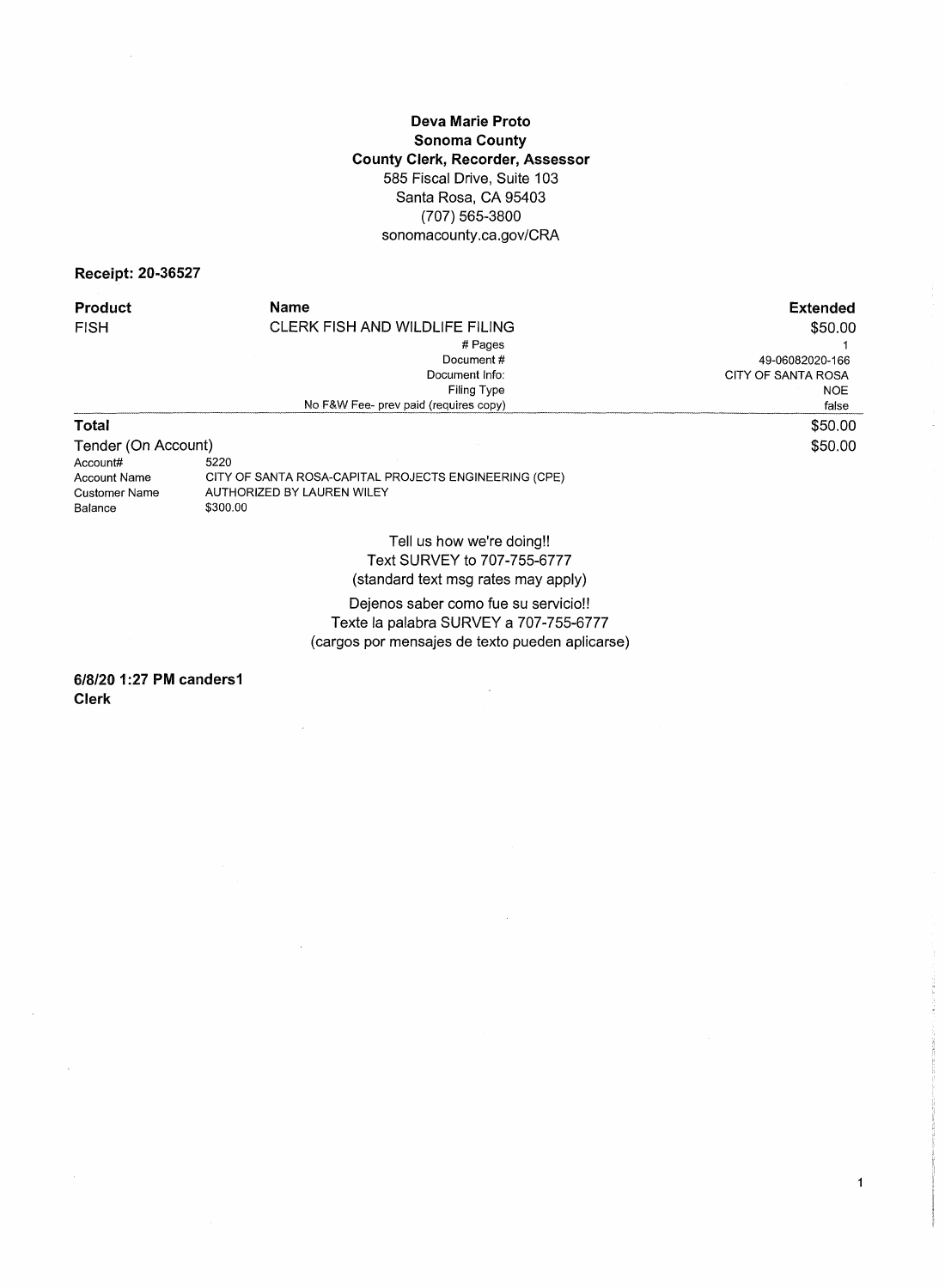**Deva Marie Proto**
**Sonoma County**
**County Clerk, Recorder, Assessor**
585 Fiscal Drive, Suite 103
Santa Rosa, CA 95403
(707) 565-3800
sonomacounty.ca.gov/CRA

**Receipt: 20-36527**

| Product | Name | Extended |
|---|---|---|
| FISH | CLERK FISH AND WILDLIFE FILING | $50.00 |
| | # Pages | 1 |
| | Document # | 49-06082020-166 |
| | Document Info: | CITY OF SANTA ROSA |
| | Filing Type | NOE |
| | No F&W Fee- prev paid (requires copy) | false |
| **Total** | | $50.00 |
| Tender (On Account) | | $50.00 |

| | |
|---|---|
| Account# | 5220 |
| Account Name | CITY OF SANTA ROSA-CAPITAL PROJECTS ENGINEERING (CPE) |
| Customer Name | AUTHORIZED BY LAUREN WILEY |
| Balance | $300.00 |

Tell us how we're doing!!
Text SURVEY to 707-755-6777
(standard text msg rates may apply)

Dejenos saber como fue su servicio!!
Texte la palabra SURVEY a 707-755-6777
(cargos por mensajes de texto pueden aplicarse)

**6/8/20 1:27 PM canders1**
**Clerk**